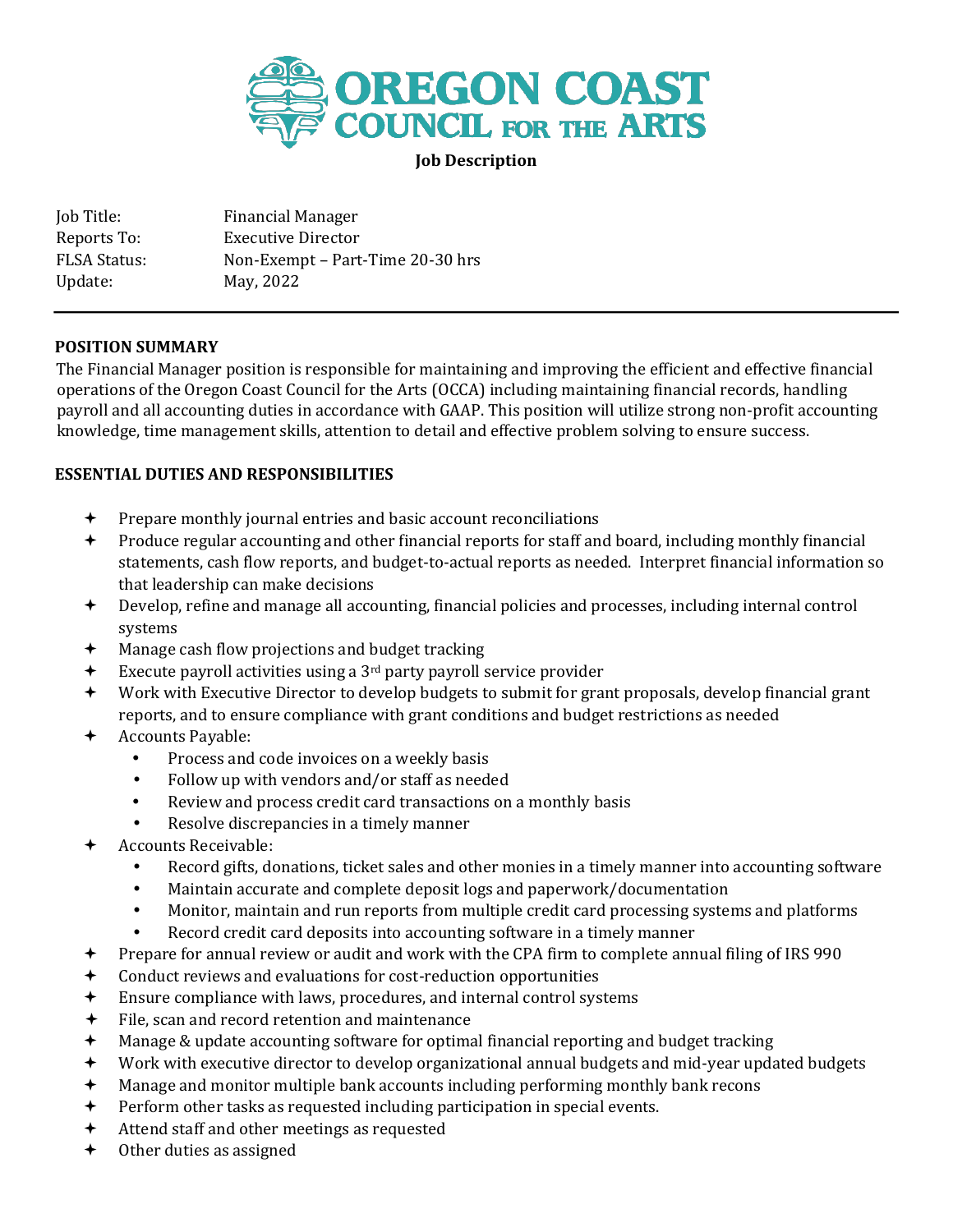# OREGON COAST COUNCIL FOR THE ARTS

**Job Description**

| | |
|---|---|
| Job Title: | Financial Manager |
| Reports To: | Executive Director |
| FLSA Status: | Non-Exempt – Part-Time 20-30 hrs |
| Update: | May, 2022 |

---

## POSITION SUMMARY

The Financial Manager position is responsible for maintaining and improving the efficient and effective financial operations of the Oregon Coast Council for the Arts (OCCA) including maintaining financial records, handling payroll and all accounting duties in accordance with GAAP. This position will utilize strong non-profit accounting knowledge, time management skills, attention to detail and effective problem solving to ensure success.

## ESSENTIAL DUTIES AND RESPONSIBILITIES

- Prepare monthly journal entries and basic account reconciliations
- Produce regular accounting and other financial reports for staff and board, including monthly financial statements, cash flow reports, and budget-to-actual reports as needed. Interpret financial information so that leadership can make decisions
- Develop, refine and manage all accounting, financial policies and processes, including internal control systems
- Manage cash flow projections and budget tracking
- Execute payroll activities using a 3rd party payroll service provider
- Work with Executive Director to develop budgets to submit for grant proposals, develop financial grant reports, and to ensure compliance with grant conditions and budget restrictions as needed
- Accounts Payable:
  - Process and code invoices on a weekly basis
  - Follow up with vendors and/or staff as needed
  - Review and process credit card transactions on a monthly basis
  - Resolve discrepancies in a timely manner
- Accounts Receivable:
  - Record gifts, donations, ticket sales and other monies in a timely manner into accounting software
  - Maintain accurate and complete deposit logs and paperwork/documentation
  - Monitor, maintain and run reports from multiple credit card processing systems and platforms
  - Record credit card deposits into accounting software in a timely manner
- Prepare for annual review or audit and work with the CPA firm to complete annual filing of IRS 990
- Conduct reviews and evaluations for cost-reduction opportunities
- Ensure compliance with laws, procedures, and internal control systems
- File, scan and record retention and maintenance
- Manage & update accounting software for optimal financial reporting and budget tracking
- Work with executive director to develop organizational annual budgets and mid-year updated budgets
- Manage and monitor multiple bank accounts including performing monthly bank recons
- Perform other tasks as requested including participation in special events.
- Attend staff and other meetings as requested
- Other duties as assigned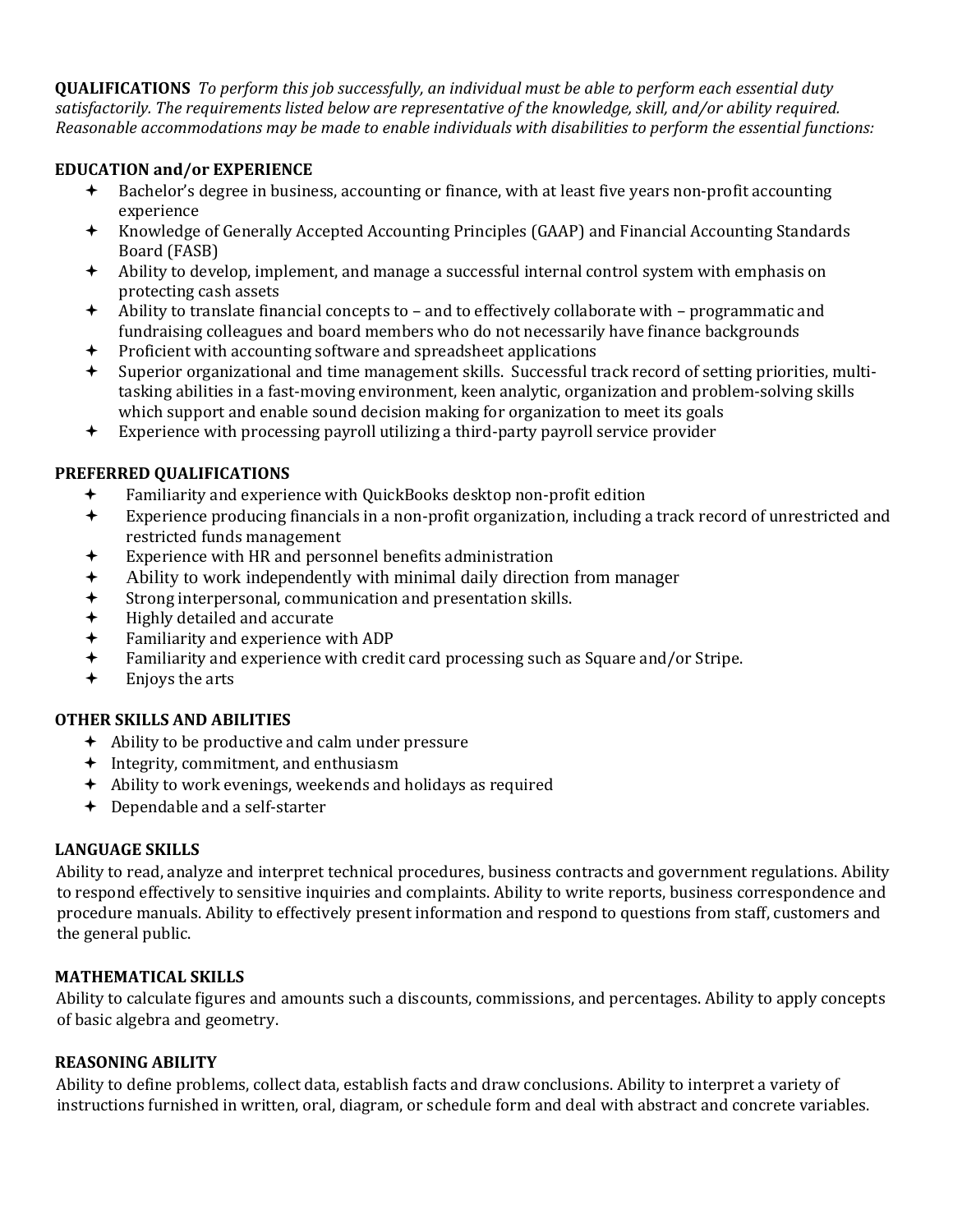**QUALIFICATIONS** *To perform this job successfully, an individual must be able to perform each essential duty satisfactorily. The requirements listed below are representative of the knowledge, skill, and/or ability required. Reasonable accommodations may be made to enable individuals with disabilities to perform the essential functions:*

**EDUCATION and/or EXPERIENCE**

- Bachelor's degree in business, accounting or finance, with at least five years non-profit accounting experience
- Knowledge of Generally Accepted Accounting Principles (GAAP) and Financial Accounting Standards Board (FASB)
- Ability to develop, implement, and manage a successful internal control system with emphasis on protecting cash assets
- Ability to translate financial concepts to – and to effectively collaborate with – programmatic and fundraising colleagues and board members who do not necessarily have finance backgrounds
- Proficient with accounting software and spreadsheet applications
- Superior organizational and time management skills. Successful track record of setting priorities, multi-tasking abilities in a fast-moving environment, keen analytic, organization and problem-solving skills which support and enable sound decision making for organization to meet its goals
- Experience with processing payroll utilizing a third-party payroll service provider

**PREFERRED QUALIFICATIONS**

- Familiarity and experience with QuickBooks desktop non-profit edition
- Experience producing financials in a non-profit organization, including a track record of unrestricted and restricted funds management
- Experience with HR and personnel benefits administration
- Ability to work independently with minimal daily direction from manager
- Strong interpersonal, communication and presentation skills.
- Highly detailed and accurate
- Familiarity and experience with ADP
- Familiarity and experience with credit card processing such as Square and/or Stripe.
- Enjoys the arts

**OTHER SKILLS AND ABILITIES**

- Ability to be productive and calm under pressure
- Integrity, commitment, and enthusiasm
- Ability to work evenings, weekends and holidays as required
- Dependable and a self-starter

**LANGUAGE SKILLS**

Ability to read, analyze and interpret technical procedures, business contracts and government regulations. Ability to respond effectively to sensitive inquiries and complaints. Ability to write reports, business correspondence and procedure manuals. Ability to effectively present information and respond to questions from staff, customers and the general public.

**MATHEMATICAL SKILLS**

Ability to calculate figures and amounts such a discounts, commissions, and percentages. Ability to apply concepts of basic algebra and geometry.

**REASONING ABILITY**

Ability to define problems, collect data, establish facts and draw conclusions. Ability to interpret a variety of instructions furnished in written, oral, diagram, or schedule form and deal with abstract and concrete variables.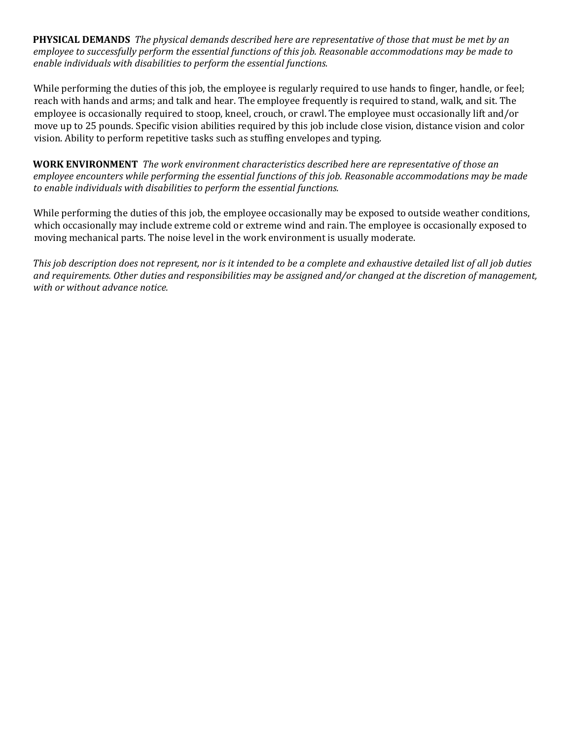**PHYSICAL DEMANDS** *The physical demands described here are representative of those that must be met by an employee to successfully perform the essential functions of this job. Reasonable accommodations may be made to enable individuals with disabilities to perform the essential functions.*

While performing the duties of this job, the employee is regularly required to use hands to finger, handle, or feel; reach with hands and arms; and talk and hear. The employee frequently is required to stand, walk, and sit. The employee is occasionally required to stoop, kneel, crouch, or crawl. The employee must occasionally lift and/or move up to 25 pounds. Specific vision abilities required by this job include close vision, distance vision and color vision. Ability to perform repetitive tasks such as stuffing envelopes and typing.

**WORK ENVIRONMENT** *The work environment characteristics described here are representative of those an employee encounters while performing the essential functions of this job. Reasonable accommodations may be made to enable individuals with disabilities to perform the essential functions.*

While performing the duties of this job, the employee occasionally may be exposed to outside weather conditions, which occasionally may include extreme cold or extreme wind and rain. The employee is occasionally exposed to moving mechanical parts. The noise level in the work environment is usually moderate.

*This job description does not represent, nor is it intended to be a complete and exhaustive detailed list of all job duties and requirements. Other duties and responsibilities may be assigned and/or changed at the discretion of management, with or without advance notice.*